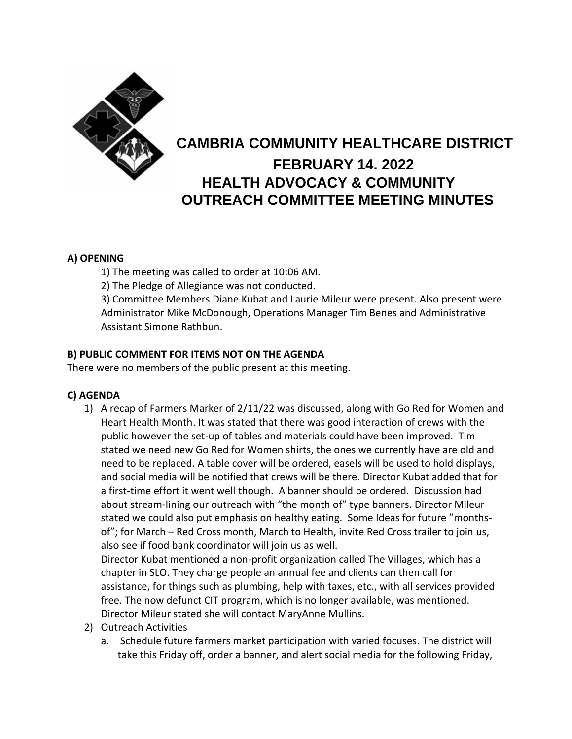# CAMBRIA COMMUNITY HEALTHCARE DISTRICT

## FEBRUARY 14. 2022

## HEALTH ADVOCACY & COMMUNITY OUTREACH COMMITTEE MEETING MINUTES

**A) OPENING**

1) The meeting was called to order at 10:06 AM.

2) The Pledge of Allegiance was not conducted.

3) Committee Members Diane Kubat and Laurie Mileur were present. Also present were Administrator Mike McDonough, Operations Manager Tim Benes and Administrative Assistant Simone Rathbun.

**B) PUBLIC COMMENT FOR ITEMS NOT ON THE AGENDA**

There were no members of the public present at this meeting.

**C) AGENDA**

1) A recap of Farmers Marker of 2/11/22 was discussed, along with Go Red for Women and Heart Health Month. It was stated that there was good interaction of crews with the public however the set-up of tables and materials could have been improved. Tim stated we need new Go Red for Women shirts, the ones we currently have are old and need to be replaced. A table cover will be ordered, easels will be used to hold displays, and social media will be notified that crews will be there. Director Kubat added that for a first-time effort it went well though. A banner should be ordered. Discussion had about stream-lining our outreach with "the month of" type banners. Director Mileur stated we could also put emphasis on healthy eating. Some Ideas for future "months-of"; for March – Red Cross month, March to Health, invite Red Cross trailer to join us, also see if food bank coordinator will join us as well.

   Director Kubat mentioned a non-profit organization called The Villages, which has a chapter in SLO. They charge people an annual fee and clients can then call for assistance, for things such as plumbing, help with taxes, etc., with all services provided free. The now defunct CIT program, which is no longer available, was mentioned. Director Mileur stated she will contact MaryAnne Mullins.

2) Outreach Activities

   a. Schedule future farmers market participation with varied focuses. The district will take this Friday off, order a banner, and alert social media for the following Friday,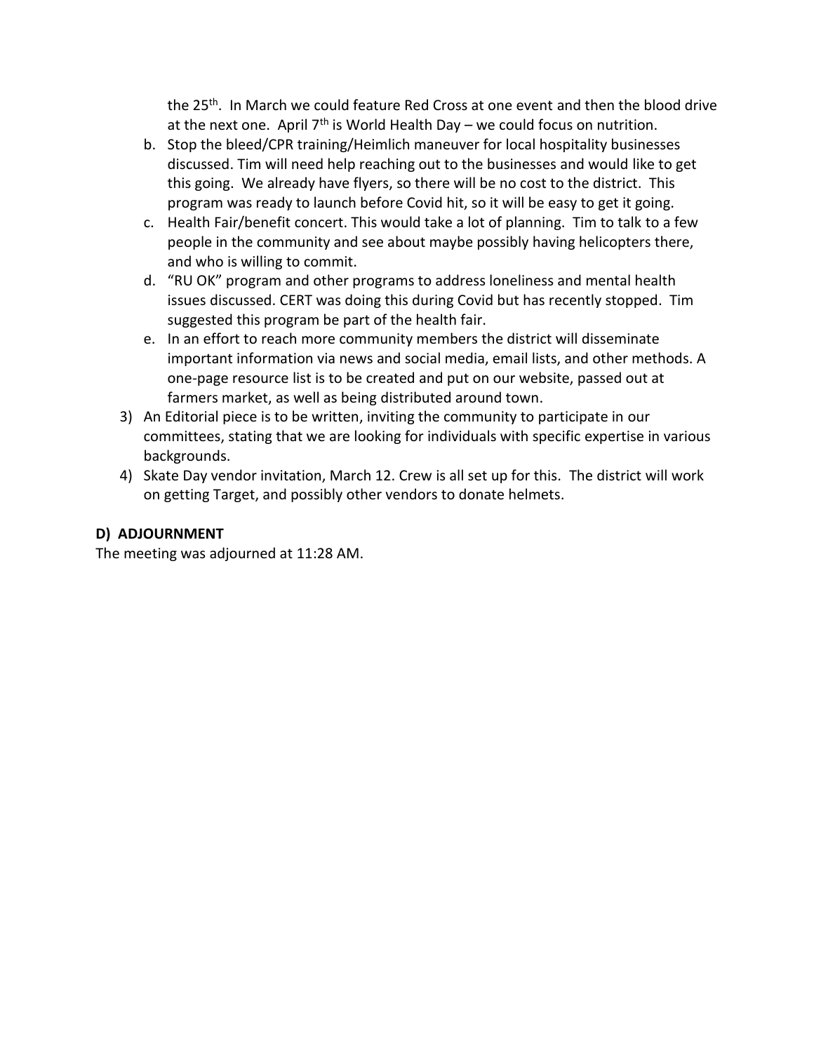the 25th. In March we could feature Red Cross at one event and then the blood drive at the next one. April 7th is World Health Day – we could focus on nutrition.

b. Stop the bleed/CPR training/Heimlich maneuver for local hospitality businesses discussed. Tim will need help reaching out to the businesses and would like to get this going. We already have flyers, so there will be no cost to the district. This program was ready to launch before Covid hit, so it will be easy to get it going.
c. Health Fair/benefit concert. This would take a lot of planning. Tim to talk to a few people in the community and see about maybe possibly having helicopters there, and who is willing to commit.
d. "RU OK" program and other programs to address loneliness and mental health issues discussed. CERT was doing this during Covid but has recently stopped. Tim suggested this program be part of the health fair.
e. In an effort to reach more community members the district will disseminate important information via news and social media, email lists, and other methods. A one-page resource list is to be created and put on our website, passed out at farmers market, as well as being distributed around town.

3) An Editorial piece is to be written, inviting the community to participate in our committees, stating that we are looking for individuals with specific expertise in various backgrounds.
4) Skate Day vendor invitation, March 12. Crew is all set up for this. The district will work on getting Target, and possibly other vendors to donate helmets.

**D) ADJOURNMENT**

The meeting was adjourned at 11:28 AM.